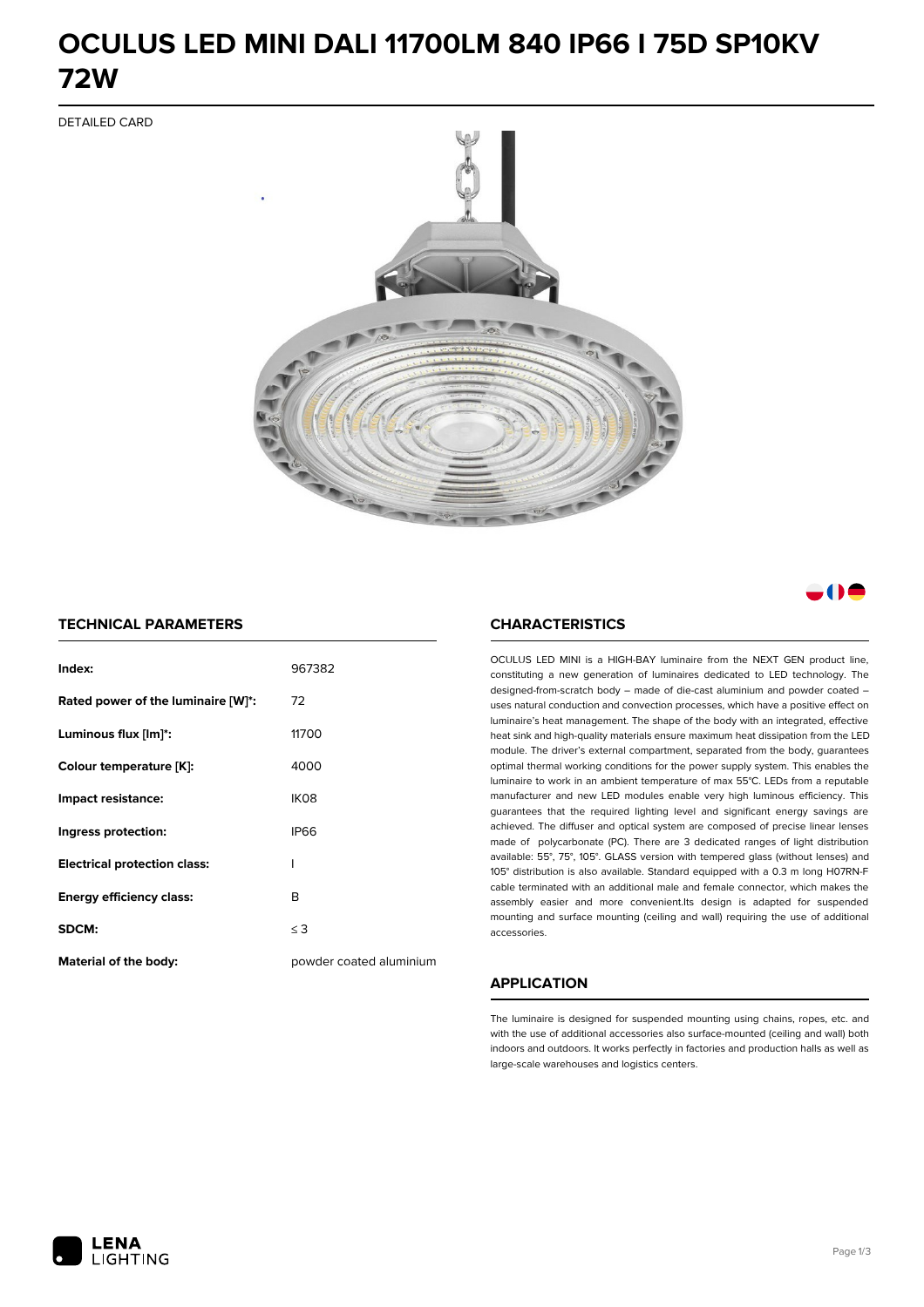# OCULUS LED MINI DALI 11700LM 840 IP66 I 75D SP10KV 72W

DETAILED CARD

## TECHNICAL PARAMETERS

| | |
|---|---|
| **Index:** | 967382 |
| **Rated power of the luminaire [W]*:** | 72 |
| **Luminous flux [lm]*:** | 11700 |
| **Colour temperature [K]:** | 4000 |
| **Impact resistance:** | IK08 |
| **Ingress protection:** | IP66 |
| **Electrical protection class:** | I |
| **Energy efficiency class:** | B |
| **SDCM:** | ≤ 3 |
| **Material of the body:** | powder coated aluminium |

## CHARACTERISTICS

OCULUS LED MINI is a HIGH-BAY luminaire from the NEXT GEN product line, constituting a new generation of luminaires dedicated to LED technology. The designed-from-scratch body – made of die-cast aluminium and powder coated – uses natural conduction and convection processes, which have a positive effect on luminaire's heat management. The shape of the body with an integrated, effective heat sink and high-quality materials ensure maximum heat dissipation from the LED module. The driver's external compartment, separated from the body, guarantees optimal thermal working conditions for the power supply system. This enables the luminaire to work in an ambient temperature of max 55°C. LEDs from a reputable manufacturer and new LED modules enable very high luminous efficiency. This guarantees that the required lighting level and significant energy savings are achieved. The diffuser and optical system are composed of precise linear lenses made of polycarbonate (PC). There are 3 dedicated ranges of light distribution available: 55°, 75°, 105°. GLASS version with tempered glass (without lenses) and 105° distribution is also available. Standard equipped with a 0.3 m long H07RN-F cable terminated with an additional male and female connector, which makes the assembly easier and more convenient.Its design is adapted for suspended mounting and surface mounting (ceiling and wall) requiring the use of additional accessories.

## APPLICATION

The luminaire is designed for suspended mounting using chains, ropes, etc. and with the use of additional accessories also surface-mounted (ceiling and wall) both indoors and outdoors. It works perfectly in factories and production halls as well as large-scale warehouses and logistics centers.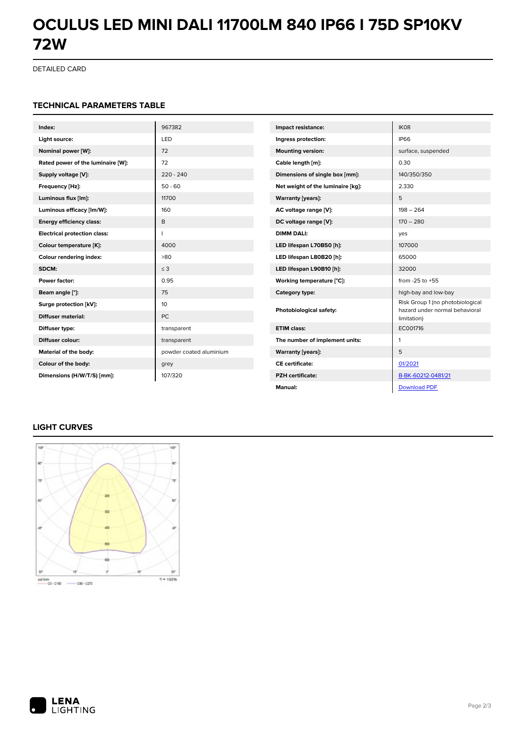# OCULUS LED MINI DALI 11700LM 840 IP66 I 75D SP10KV 72W

DETAILED CARD

## TECHNICAL PARAMETERS TABLE

| Parameter | Value |
|---|---|
| Index: | 967382 |
| Light source: | LED |
| Nominal power [W]: | 72 |
| Rated power of the luminaire [W]: | 72 |
| Supply voltage [V]: | 220 - 240 |
| Frequency [Hz]: | 50 - 60 |
| Luminous flux [lm]: | 11700 |
| Luminous efficacy [lm/W]: | 160 |
| Energy efficiency class: | B |
| Electrical protection class: | I |
| Colour temperature [K]: | 4000 |
| Colour rendering index: | >80 |
| SDCM: | ≤ 3 |
| Power factor: | 0.95 |
| Beam angle [°]: | 75 |
| Surge protection [kV]: | 10 |
| Diffuser material: | PC |
| Diffuser type: | transparent |
| Diffuser colour: | transparent |
| Material of the body: | powder coated aluminium |
| Colour of the body: | grey |
| Dimensions (H/W/T/S) [mm]: | 107/320 |

| Parameter | Value |
|---|---|
| Impact resistance: | IK08 |
| Ingress protection: | IP66 |
| Mounting version: | surface, suspended |
| Cable length [m]: | 0.30 |
| Dimensions of single box [mm]: | 140/350/350 |
| Net weight of the luminaire [kg]: | 2.330 |
| Warranty [years]: | 5 |
| AC voltage range [V]: | 198 – 264 |
| DC voltage range [V]: | 170 – 280 |
| DIMM DALI: | yes |
| LED lifespan L70B50 [h]: | 107000 |
| LED lifespan L80B20 [h]: | 65000 |
| LED lifespan L90B10 [h]: | 32000 |
| Working temperature [°C]: | from -25 to +55 |
| Category type: | high-bay and low-bay |
| Photobiological safety: | Risk Group 1 (no photobiological hazard under normal behavioral limitation) |
| ETIM class: | EC001716 |
| The number of implement units: | 1 |
| Warranty [years]: | 5 |
| CE certificate: | 01/2021 |
| PZH certificate: | B-BK-60212-0481/21 |
| Manual: | Download PDF |

## LIGHT CURVES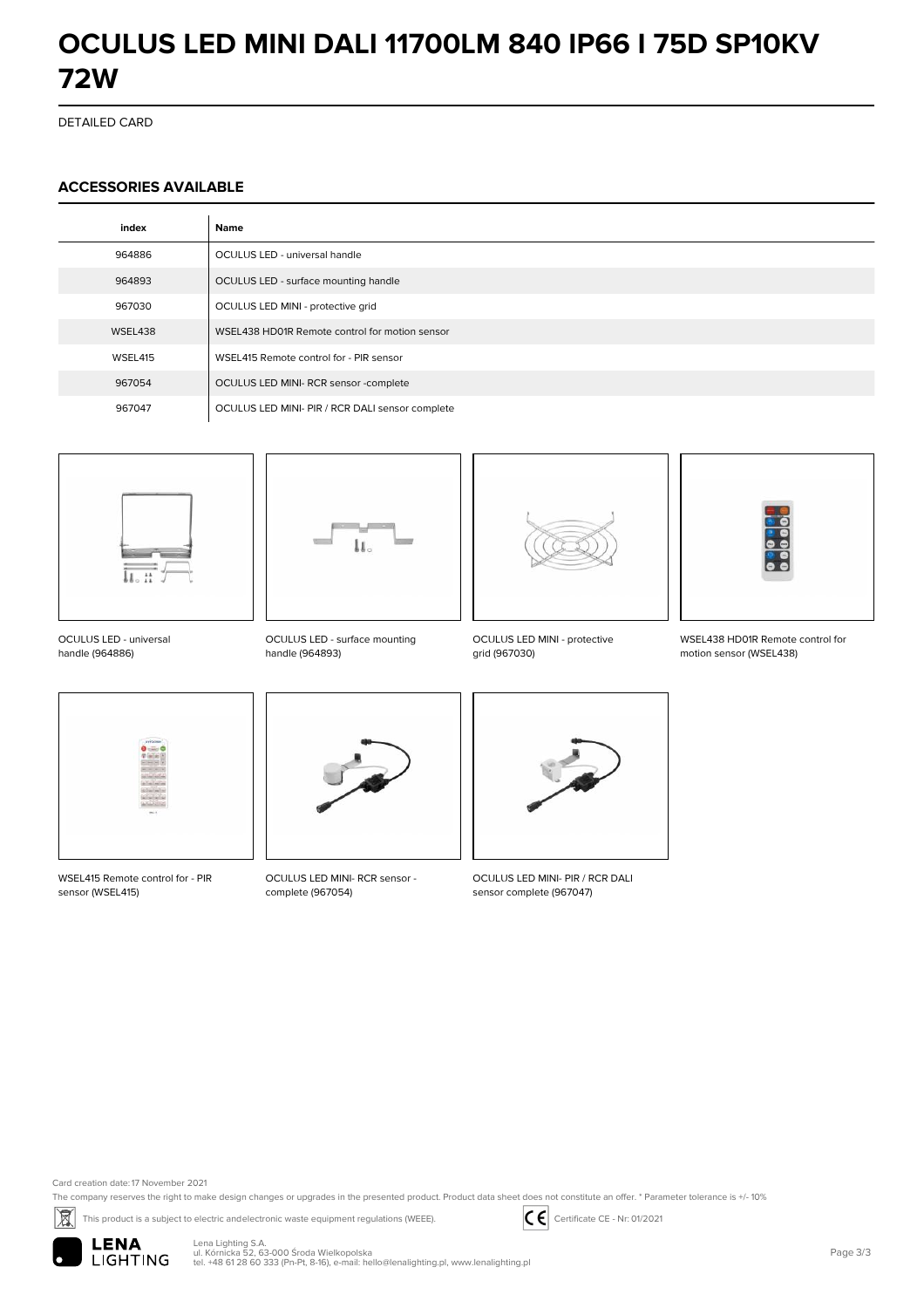# OCULUS LED MINI DALI 11700LM 840 IP66 I 75D SP10KV 72W

DETAILED CARD

### ACCESSORIES AVAILABLE

| index | Name |
|---|---|
| 964886 | OCULUS LED - universal handle |
| 964893 | OCULUS LED - surface mounting handle |
| 967030 | OCULUS LED MINI - protective grid |
| WSEL438 | WSEL438 HD01R Remote control for motion sensor |
| WSEL415 | WSEL415 Remote control for - PIR sensor |
| 967054 | OCULUS LED MINI- RCR sensor -complete |
| 967047 | OCULUS LED MINI- PIR / RCR DALI sensor complete |

OCULUS LED - universal handle (964886)

OCULUS LED - surface mounting handle (964893)

OCULUS LED MINI - protective grid (967030)

WSEL438 HD01R Remote control for motion sensor (WSEL438)

WSEL415 Remote control for - PIR sensor (WSEL415)

OCULUS LED MINI- RCR sensor - complete (967054)

OCULUS LED MINI- PIR / RCR DALI sensor complete (967047)

Card creation date: 17 November 2021

The company reserves the right to make design changes or upgrades in the presented product. Product data sheet does not constitute an offer. * Parameter tolerance is +/- 10%

This product is a subject to electric andelectronic waste equipment regulations (WEEE).

Certificate CE - Nr: 01/2021

Lena Lighting S.A.
ul. Kórnicka 52, 63-000 Środa Wielkopolska
tel. +48 61 28 60 333 (Pn-Pt, 8-16), e-mail: hello@lenalighting.pl, www.lenalighting.pl